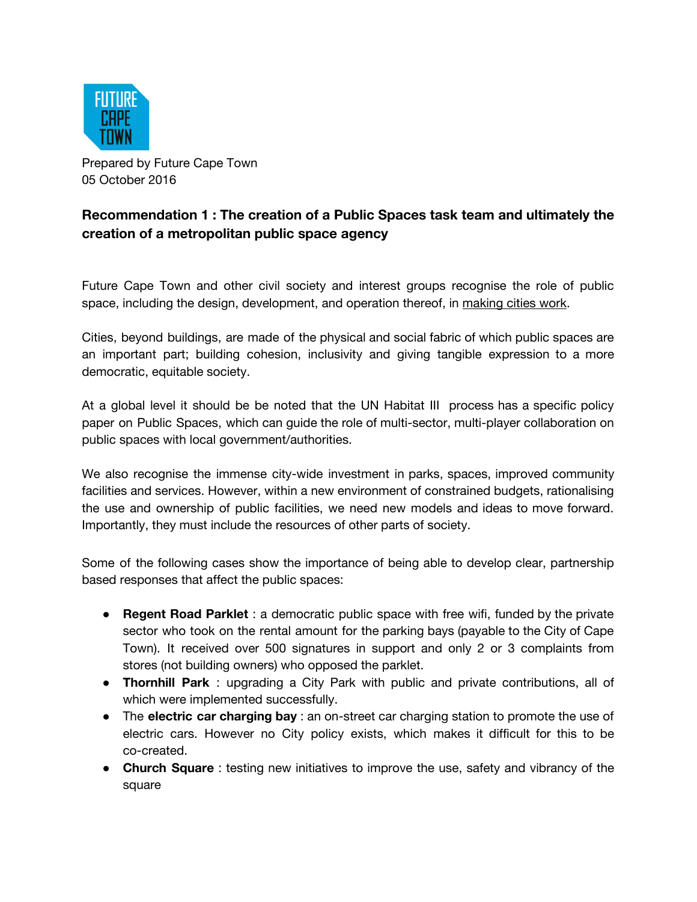FUTURE CAPE TOWN

Prepared by Future Cape Town
05 October 2016

## Recommendation 1 : The creation of a Public Spaces task team and ultimately the creation of a metropolitan public space agency

Future Cape Town and other civil society and interest groups recognise the role of public space, including the design, development, and operation thereof, in making cities work.

Cities, beyond buildings, are made of the physical and social fabric of which public spaces are an important part; building cohesion, inclusivity and giving tangible expression to a more democratic, equitable society.

At a global level it should be be noted that the UN Habitat III process has a specific policy paper on Public Spaces, which can guide the role of multi-sector, multi-player collaboration on public spaces with local government/authorities.

We also recognise the immense city-wide investment in parks, spaces, improved community facilities and services. However, within a new environment of constrained budgets, rationalising the use and ownership of public facilities, we need new models and ideas to move forward. Importantly, they must include the resources of other parts of society.

Some of the following cases show the importance of being able to develop clear, partnership based responses that affect the public spaces:

- **Regent Road Parklet** : a democratic public space with free wifi, funded by the private sector who took on the rental amount for the parking bays (payable to the City of Cape Town). It received over 500 signatures in support and only 2 or 3 complaints from stores (not building owners) who opposed the parklet.
- **Thornhill Park** : upgrading a City Park with public and private contributions, all of which were implemented successfully.
- The **electric car charging bay** : an on-street car charging station to promote the use of electric cars. However no City policy exists, which makes it difficult for this to be co-created.
- **Church Square** : testing new initiatives to improve the use, safety and vibrancy of the square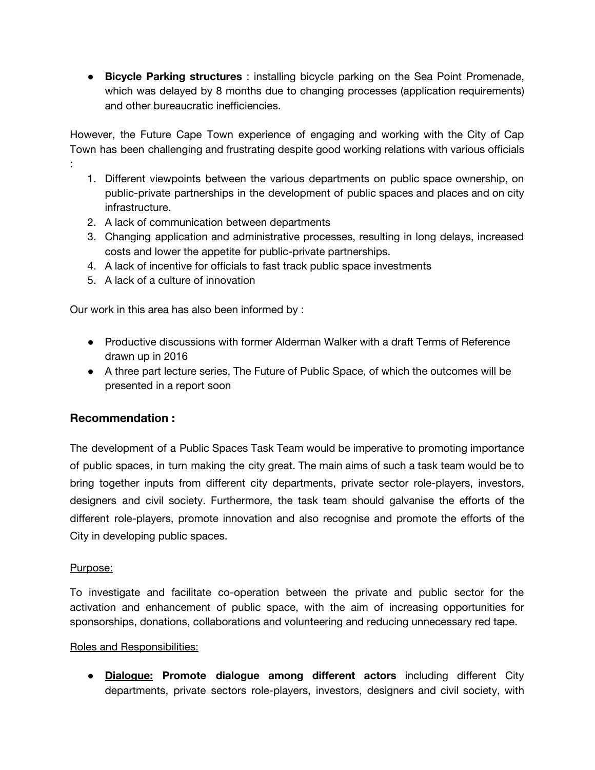- **Bicycle Parking structures** : installing bicycle parking on the Sea Point Promenade, which was delayed by 8 months due to changing processes (application requirements) and other bureaucratic inefficiencies.

However, the Future Cape Town experience of engaging and working with the City of Cap Town has been challenging and frustrating despite good working relations with various officials :

1. Different viewpoints between the various departments on public space ownership, on public-private partnerships in the development of public spaces and places and on city infrastructure.
2. A lack of communication between departments
3. Changing application and administrative processes, resulting in long delays, increased costs and lower the appetite for public-private partnerships.
4. A lack of incentive for officials to fast track public space investments
5. A lack of a culture of innovation

Our work in this area has also been informed by :

- Productive discussions with former Alderman Walker with a draft Terms of Reference drawn up in 2016
- A three part lecture series, The Future of Public Space, of which the outcomes will be presented in a report soon

### Recommendation :

The development of a Public Spaces Task Team would be imperative to promoting importance of public spaces, in turn making the city great. The main aims of such a task team would be to bring together inputs from different city departments, private sector role-players, investors, designers and civil society. Furthermore, the task team should galvanise the efforts of the different role-players, promote innovation and also recognise and promote the efforts of the City in developing public spaces.

Purpose:

To investigate and facilitate co-operation between the private and public sector for the activation and enhancement of public space, with the aim of increasing opportunities for sponsorships, donations, collaborations and volunteering and reducing unnecessary red tape.

Roles and Responsibilities:

- **Dialogue: Promote dialogue among different actors** including different City departments, private sectors role-players, investors, designers and civil society, with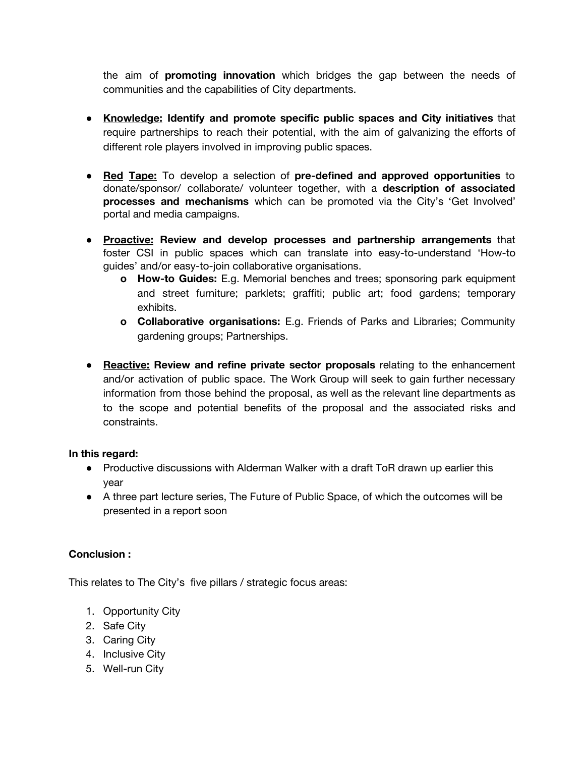the aim of **promoting innovation** which bridges the gap between the needs of communities and the capabilities of City departments.

- **Knowledge:** **Identify and promote specific public spaces and City initiatives** that require partnerships to reach their potential, with the aim of galvanizing the efforts of different role players involved in improving public spaces.

- **Red Tape:** To develop a selection of **pre-defined and approved opportunities** to donate/sponsor/ collaborate/ volunteer together, with a **description of associated processes and mechanisms** which can be promoted via the City's 'Get Involved' portal and media campaigns.

- **Proactive:** **Review and develop processes and partnership arrangements** that foster CSI in public spaces which can translate into easy-to-understand 'How-to guides' and/or easy-to-join collaborative organisations.
  - **How-to Guides:** E.g. Memorial benches and trees; sponsoring park equipment and street furniture; parklets; graffiti; public art; food gardens; temporary exhibits.
  - **Collaborative organisations:** E.g. Friends of Parks and Libraries; Community gardening groups; Partnerships.

- **Reactive:** **Review and refine private sector proposals** relating to the enhancement and/or activation of public space. The Work Group will seek to gain further necessary information from those behind the proposal, as well as the relevant line departments as to the scope and potential benefits of the proposal and the associated risks and constraints.

**In this regard:**

- Productive discussions with Alderman Walker with a draft ToR drawn up earlier this year
- A three part lecture series, The Future of Public Space, of which the outcomes will be presented in a report soon

**Conclusion :**

This relates to The City's five pillars / strategic focus areas:

1. Opportunity City
2. Safe City
3. Caring City
4. Inclusive City
5. Well-run City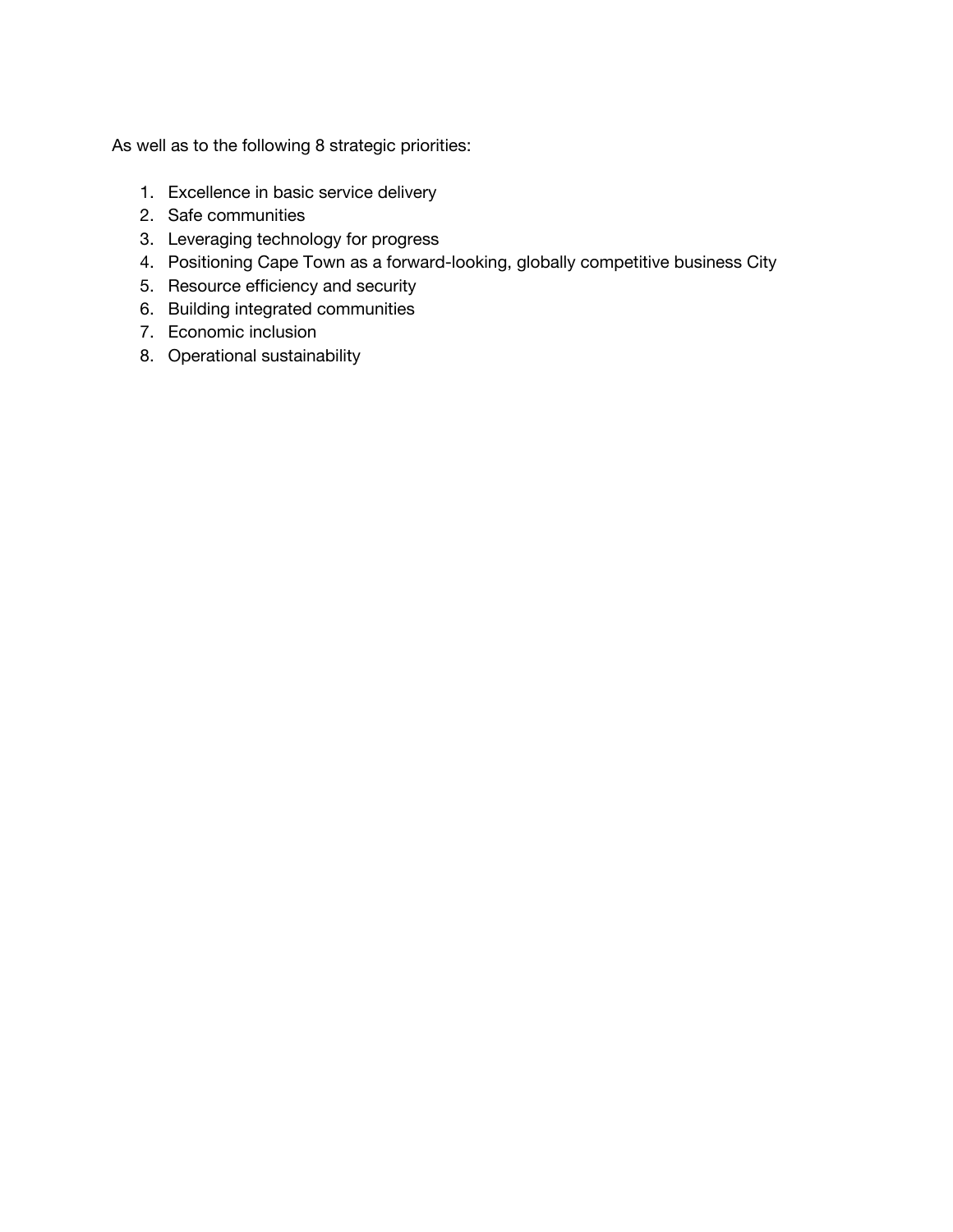As well as to the following 8 strategic priorities:

1. Excellence in basic service delivery
2. Safe communities
3. Leveraging technology for progress
4. Positioning Cape Town as a forward-looking, globally competitive business City
5. Resource efficiency and security
6. Building integrated communities
7. Economic inclusion
8. Operational sustainability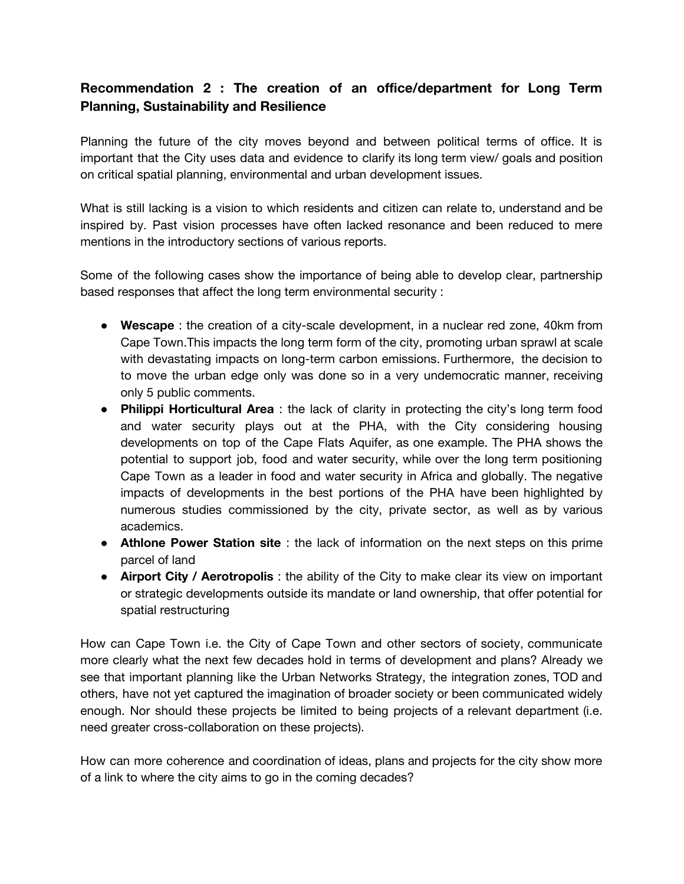### Recommendation 2 : The creation of an office/department for Long Term Planning, Sustainability and Resilience

Planning the future of the city moves beyond and between political terms of office. It is important that the City uses data and evidence to clarify its long term view/ goals and position on critical spatial planning, environmental and urban development issues.

What is still lacking is a vision to which residents and citizen can relate to, understand and be inspired by. Past vision processes have often lacked resonance and been reduced to mere mentions in the introductory sections of various reports.

Some of the following cases show the importance of being able to develop clear, partnership based responses that affect the long term environmental security :

- **Wescape** : the creation of a city-scale development, in a nuclear red zone, 40km from Cape Town.This impacts the long term form of the city, promoting urban sprawl at scale with devastating impacts on long-term carbon emissions. Furthermore, the decision to to move the urban edge only was done so in a very undemocratic manner, receiving only 5 public comments.
- **Philippi Horticultural Area** : the lack of clarity in protecting the city's long term food and water security plays out at the PHA, with the City considering housing developments on top of the Cape Flats Aquifer, as one example. The PHA shows the potential to support job, food and water security, while over the long term positioning Cape Town as a leader in food and water security in Africa and globally. The negative impacts of developments in the best portions of the PHA have been highlighted by numerous studies commissioned by the city, private sector, as well as by various academics.
- **Athlone Power Station site** : the lack of information on the next steps on this prime parcel of land
- **Airport City / Aerotropolis** : the ability of the City to make clear its view on important or strategic developments outside its mandate or land ownership, that offer potential for spatial restructuring

How can Cape Town i.e. the City of Cape Town and other sectors of society, communicate more clearly what the next few decades hold in terms of development and plans? Already we see that important planning like the Urban Networks Strategy, the integration zones, TOD and others, have not yet captured the imagination of broader society or been communicated widely enough. Nor should these projects be limited to being projects of a relevant department (i.e. need greater cross-collaboration on these projects).

How can more coherence and coordination of ideas, plans and projects for the city show more of a link to where the city aims to go in the coming decades?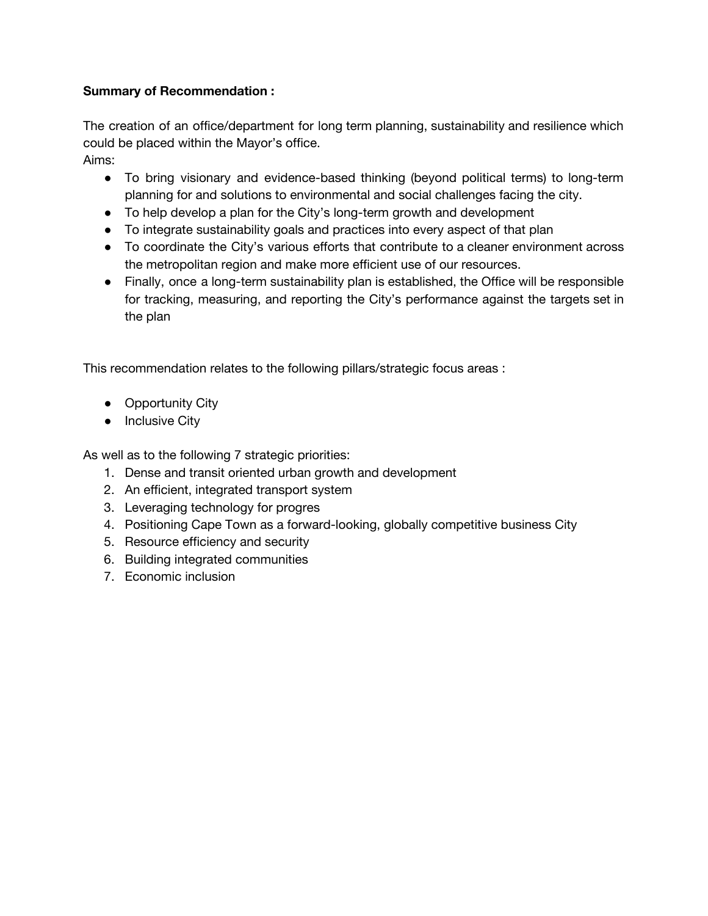**Summary of Recommendation :**

The creation of an office/department for long term planning, sustainability and resilience which could be placed within the Mayor's office.
Aims:

- To bring visionary and evidence-based thinking (beyond political terms) to long-term planning for and solutions to environmental and social challenges facing the city.
- To help develop a plan for the City's long-term growth and development
- To integrate sustainability goals and practices into every aspect of that plan
- To coordinate the City's various efforts that contribute to a cleaner environment across the metropolitan region and make more efficient use of our resources.
- Finally, once a long-term sustainability plan is established, the Office will be responsible for tracking, measuring, and reporting the City's performance against the targets set in the plan

This recommendation relates to the following pillars/strategic focus areas :

- Opportunity City
- Inclusive City

As well as to the following 7 strategic priorities:

1. Dense and transit oriented urban growth and development
2. An efficient, integrated transport system
3. Leveraging technology for progres
4. Positioning Cape Town as a forward-looking, globally competitive business City
5. Resource efficiency and security
6. Building integrated communities
7. Economic inclusion